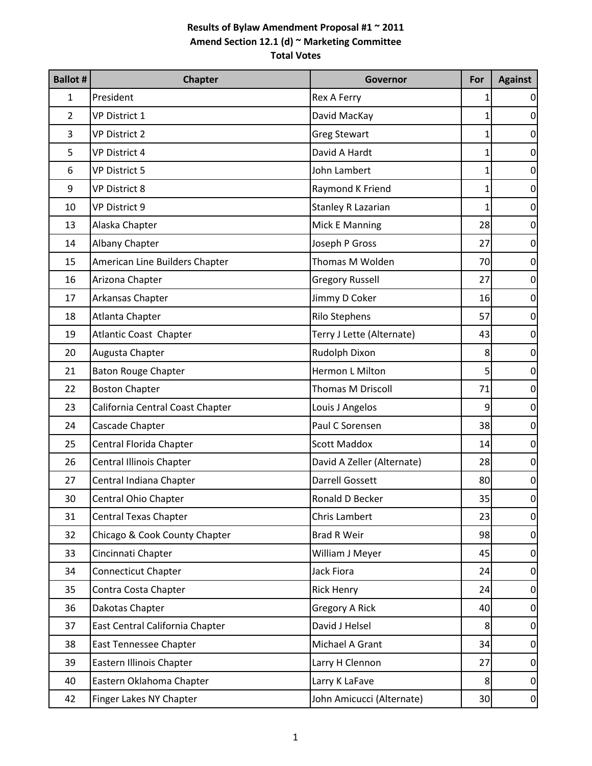# Results of Bylaw Amendment Proposal #1 ~ 2011
## Amend Section 12.1 (d) ~ Marketing Committee
## Total Votes

| Ballot # | Chapter | Governor | For | Against |
|---|---|---|---|---|
| 1 | President | Rex A Ferry | 1 | 0 |
| 2 | VP District 1 | David MacKay | 1 | 0 |
| 3 | VP District 2 | Greg Stewart | 1 | 0 |
| 5 | VP District 4 | David A Hardt | 1 | 0 |
| 6 | VP District 5 | John Lambert | 1 | 0 |
| 9 | VP District 8 | Raymond K Friend | 1 | 0 |
| 10 | VP District 9 | Stanley R Lazarian | 1 | 0 |
| 13 | Alaska Chapter | Mick E Manning | 28 | 0 |
| 14 | Albany Chapter | Joseph P Gross | 27 | 0 |
| 15 | American Line Builders Chapter | Thomas M Wolden | 70 | 0 |
| 16 | Arizona Chapter | Gregory Russell | 27 | 0 |
| 17 | Arkansas Chapter | Jimmy D Coker | 16 | 0 |
| 18 | Atlanta Chapter | Rilo Stephens | 57 | 0 |
| 19 | Atlantic Coast Chapter | Terry J Lette (Alternate) | 43 | 0 |
| 20 | Augusta Chapter | Rudolph Dixon | 8 | 0 |
| 21 | Baton Rouge Chapter | Hermon L Milton | 5 | 0 |
| 22 | Boston Chapter | Thomas M Driscoll | 71 | 0 |
| 23 | California Central Coast Chapter | Louis J Angelos | 9 | 0 |
| 24 | Cascade Chapter | Paul C Sorensen | 38 | 0 |
| 25 | Central Florida Chapter | Scott Maddox | 14 | 0 |
| 26 | Central Illinois Chapter | David A Zeller (Alternate) | 28 | 0 |
| 27 | Central Indiana Chapter | Darrell Gossett | 80 | 0 |
| 30 | Central Ohio Chapter | Ronald D Becker | 35 | 0 |
| 31 | Central Texas Chapter | Chris Lambert | 23 | 0 |
| 32 | Chicago & Cook County Chapter | Brad R Weir | 98 | 0 |
| 33 | Cincinnati Chapter | William J Meyer | 45 | 0 |
| 34 | Connecticut Chapter | Jack Fiora | 24 | 0 |
| 35 | Contra Costa Chapter | Rick Henry | 24 | 0 |
| 36 | Dakotas Chapter | Gregory A Rick | 40 | 0 |
| 37 | East Central California Chapter | David J Helsel | 8 | 0 |
| 38 | East Tennessee Chapter | Michael A Grant | 34 | 0 |
| 39 | Eastern Illinois Chapter | Larry H Clennon | 27 | 0 |
| 40 | Eastern Oklahoma Chapter | Larry K LaFave | 8 | 0 |
| 42 | Finger Lakes NY Chapter | John Amicucci (Alternate) | 30 | 0 |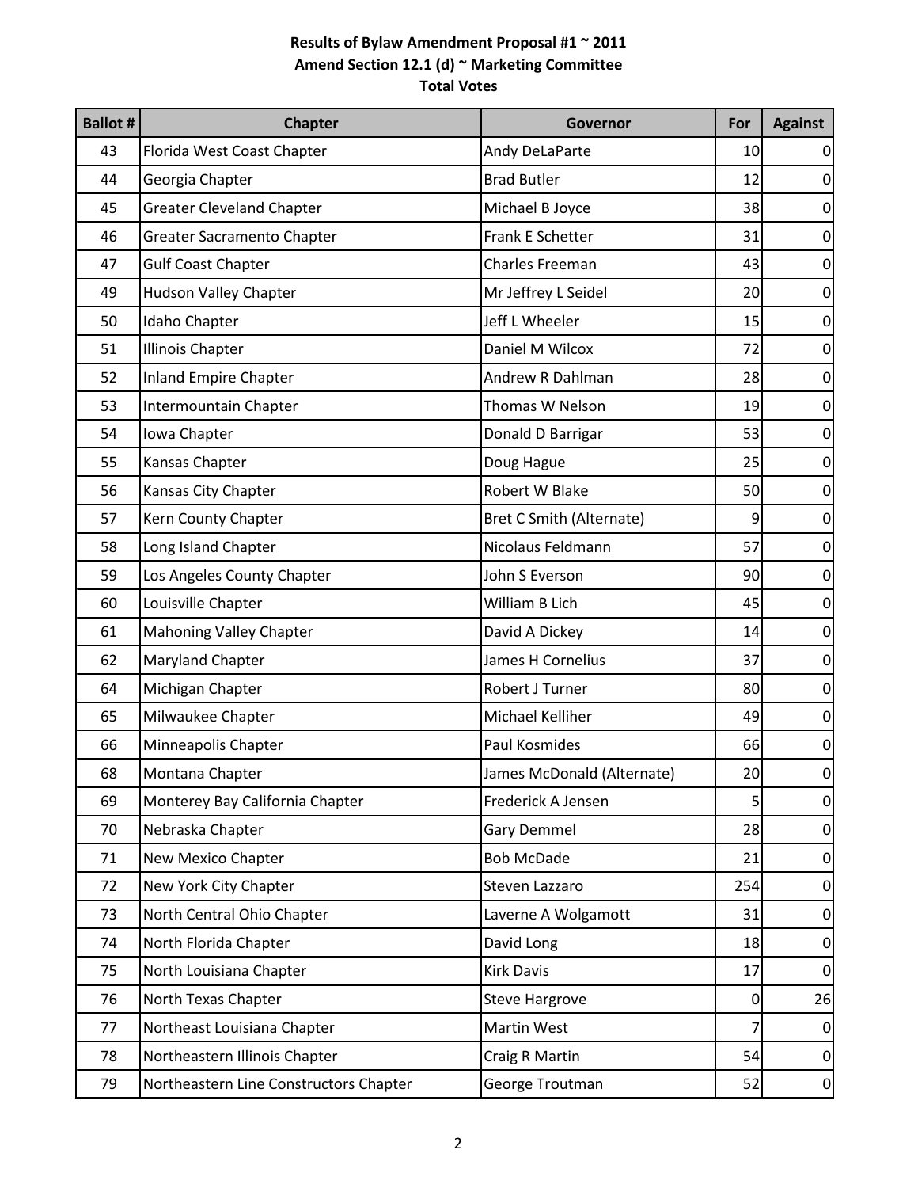**Results of Bylaw Amendment Proposal #1 ~ 2011**
**Amend Section 12.1 (d) ~ Marketing Committee**
**Total Votes**

| Ballot # | Chapter | Governor | For | Against |
|---|---|---|---|---|
| 43 | Florida West Coast Chapter | Andy DeLaParte | 10 | 0 |
| 44 | Georgia Chapter | Brad Butler | 12 | 0 |
| 45 | Greater Cleveland Chapter | Michael B Joyce | 38 | 0 |
| 46 | Greater Sacramento Chapter | Frank E Schetter | 31 | 0 |
| 47 | Gulf Coast Chapter | Charles Freeman | 43 | 0 |
| 49 | Hudson Valley Chapter | Mr Jeffrey L Seidel | 20 | 0 |
| 50 | Idaho Chapter | Jeff L Wheeler | 15 | 0 |
| 51 | Illinois Chapter | Daniel M Wilcox | 72 | 0 |
| 52 | Inland Empire Chapter | Andrew R Dahlman | 28 | 0 |
| 53 | Intermountain Chapter | Thomas W Nelson | 19 | 0 |
| 54 | Iowa Chapter | Donald D Barrigar | 53 | 0 |
| 55 | Kansas Chapter | Doug Hague | 25 | 0 |
| 56 | Kansas City Chapter | Robert W Blake | 50 | 0 |
| 57 | Kern County Chapter | Bret C Smith (Alternate) | 9 | 0 |
| 58 | Long Island Chapter | Nicolaus Feldmann | 57 | 0 |
| 59 | Los Angeles County Chapter | John S Everson | 90 | 0 |
| 60 | Louisville Chapter | William B Lich | 45 | 0 |
| 61 | Mahoning Valley Chapter | David A Dickey | 14 | 0 |
| 62 | Maryland Chapter | James H Cornelius | 37 | 0 |
| 64 | Michigan Chapter | Robert J Turner | 80 | 0 |
| 65 | Milwaukee Chapter | Michael Kelliher | 49 | 0 |
| 66 | Minneapolis Chapter | Paul Kosmides | 66 | 0 |
| 68 | Montana Chapter | James McDonald (Alternate) | 20 | 0 |
| 69 | Monterey Bay California Chapter | Frederick A Jensen | 5 | 0 |
| 70 | Nebraska Chapter | Gary Demmel | 28 | 0 |
| 71 | New Mexico Chapter | Bob McDade | 21 | 0 |
| 72 | New York City Chapter | Steven Lazzaro | 254 | 0 |
| 73 | North Central Ohio Chapter | Laverne A Wolgamott | 31 | 0 |
| 74 | North Florida Chapter | David Long | 18 | 0 |
| 75 | North Louisiana Chapter | Kirk Davis | 17 | 0 |
| 76 | North Texas Chapter | Steve Hargrove | 0 | 26 |
| 77 | Northeast Louisiana Chapter | Martin West | 7 | 0 |
| 78 | Northeastern Illinois Chapter | Craig R Martin | 54 | 0 |
| 79 | Northeastern Line Constructors Chapter | George Troutman | 52 | 0 |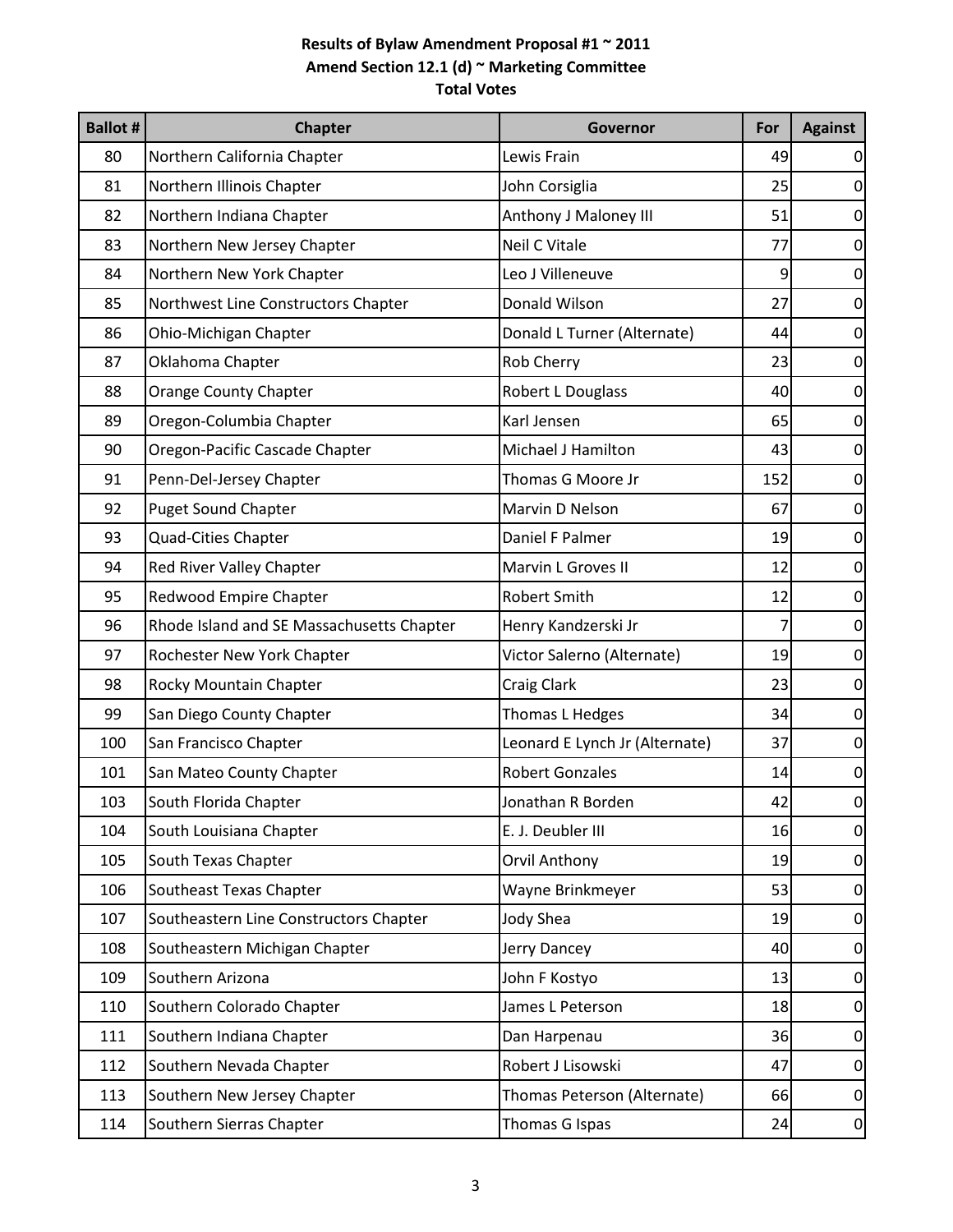**Results of Bylaw Amendment Proposal #1 ~ 2011**
**Amend Section 12.1 (d) ~ Marketing Committee**
**Total Votes**

| Ballot # | Chapter | Governor | For | Against |
|---|---|---|---|---|
| 80 | Northern California Chapter | Lewis Frain | 49 | 0 |
| 81 | Northern Illinois Chapter | John Corsiglia | 25 | 0 |
| 82 | Northern Indiana Chapter | Anthony J Maloney III | 51 | 0 |
| 83 | Northern New Jersey Chapter | Neil C Vitale | 77 | 0 |
| 84 | Northern New York Chapter | Leo J Villeneuve | 9 | 0 |
| 85 | Northwest Line Constructors Chapter | Donald Wilson | 27 | 0 |
| 86 | Ohio-Michigan Chapter | Donald L Turner (Alternate) | 44 | 0 |
| 87 | Oklahoma Chapter | Rob Cherry | 23 | 0 |
| 88 | Orange County Chapter | Robert L Douglass | 40 | 0 |
| 89 | Oregon-Columbia Chapter | Karl Jensen | 65 | 0 |
| 90 | Oregon-Pacific Cascade Chapter | Michael J Hamilton | 43 | 0 |
| 91 | Penn-Del-Jersey Chapter | Thomas G Moore Jr | 152 | 0 |
| 92 | Puget Sound Chapter | Marvin D Nelson | 67 | 0 |
| 93 | Quad-Cities Chapter | Daniel F Palmer | 19 | 0 |
| 94 | Red River Valley Chapter | Marvin L Groves II | 12 | 0 |
| 95 | Redwood Empire Chapter | Robert Smith | 12 | 0 |
| 96 | Rhode Island and SE Massachusetts Chapter | Henry Kandzerski Jr | 7 | 0 |
| 97 | Rochester New York Chapter | Victor Salerno (Alternate) | 19 | 0 |
| 98 | Rocky Mountain Chapter | Craig Clark | 23 | 0 |
| 99 | San Diego County Chapter | Thomas L Hedges | 34 | 0 |
| 100 | San Francisco Chapter | Leonard E Lynch Jr (Alternate) | 37 | 0 |
| 101 | San Mateo County Chapter | Robert Gonzales | 14 | 0 |
| 103 | South Florida Chapter | Jonathan R Borden | 42 | 0 |
| 104 | South Louisiana Chapter | E. J. Deubler III | 16 | 0 |
| 105 | South Texas Chapter | Orvil Anthony | 19 | 0 |
| 106 | Southeast Texas Chapter | Wayne Brinkmeyer | 53 | 0 |
| 107 | Southeastern Line Constructors Chapter | Jody Shea | 19 | 0 |
| 108 | Southeastern Michigan Chapter | Jerry Dancey | 40 | 0 |
| 109 | Southern Arizona | John F Kostyo | 13 | 0 |
| 110 | Southern Colorado Chapter | James L Peterson | 18 | 0 |
| 111 | Southern Indiana Chapter | Dan Harpenau | 36 | 0 |
| 112 | Southern Nevada Chapter | Robert J Lisowski | 47 | 0 |
| 113 | Southern New Jersey Chapter | Thomas Peterson (Alternate) | 66 | 0 |
| 114 | Southern Sierras Chapter | Thomas G Ispas | 24 | 0 |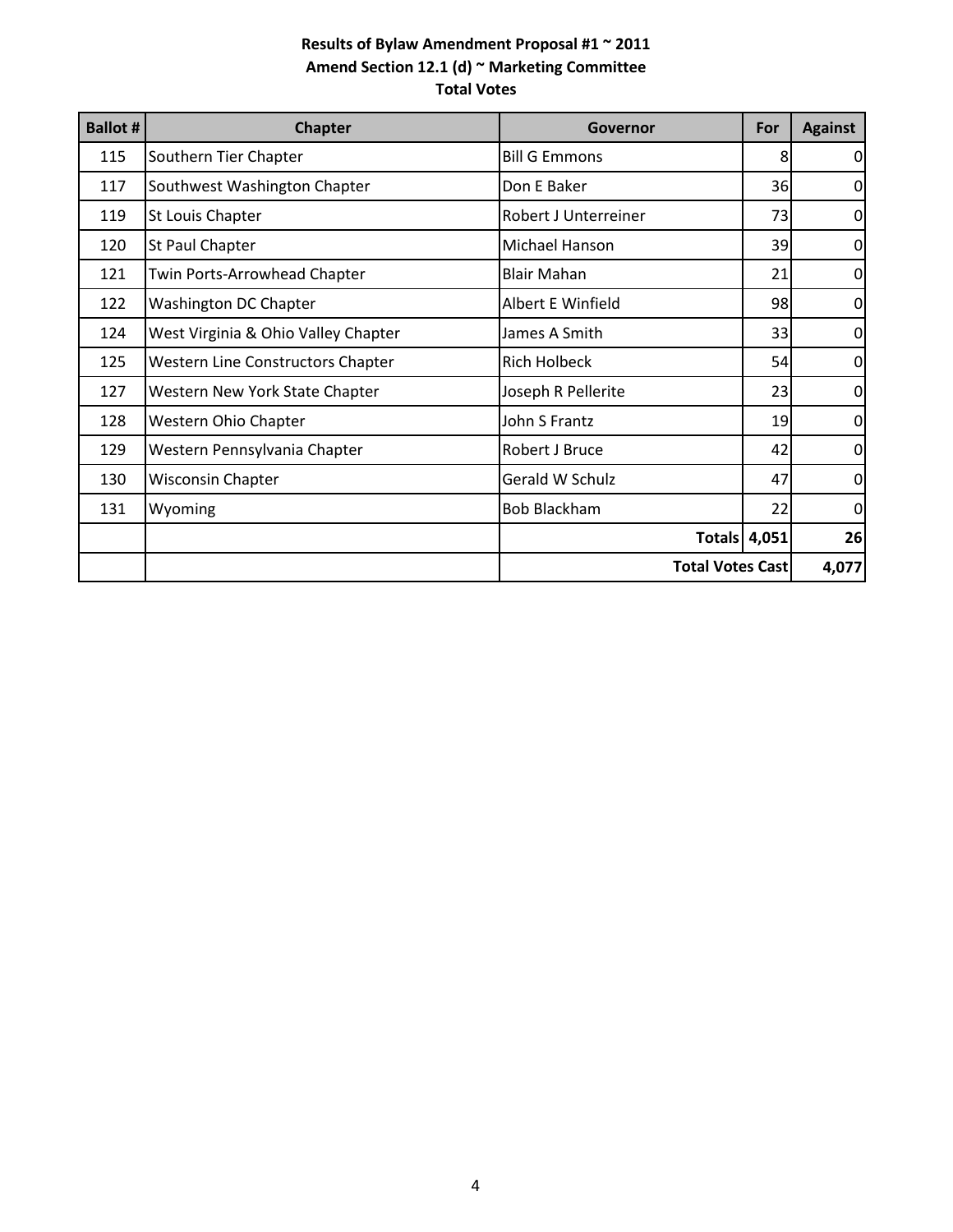**Results of Bylaw Amendment Proposal #1 ~ 2011**
**Amend Section 12.1 (d) ~ Marketing Committee**
**Total Votes**

| Ballot # | Chapter | Governor | For | Against |
|---|---|---|---|---|
| 115 | Southern Tier Chapter | Bill G Emmons | 8 | 0 |
| 117 | Southwest Washington Chapter | Don E Baker | 36 | 0 |
| 119 | St Louis Chapter | Robert J Unterreiner | 73 | 0 |
| 120 | St Paul Chapter | Michael Hanson | 39 | 0 |
| 121 | Twin Ports-Arrowhead Chapter | Blair Mahan | 21 | 0 |
| 122 | Washington DC Chapter | Albert E Winfield | 98 | 0 |
| 124 | West Virginia & Ohio Valley Chapter | James A Smith | 33 | 0 |
| 125 | Western Line Constructors Chapter | Rich Holbeck | 54 | 0 |
| 127 | Western New York State Chapter | Joseph R Pellerite | 23 | 0 |
| 128 | Western Ohio Chapter | John S Frantz | 19 | 0 |
| 129 | Western Pennsylvania Chapter | Robert J Bruce | 42 | 0 |
| 130 | Wisconsin Chapter | Gerald W Schulz | 47 | 0 |
| 131 | Wyoming | Bob Blackham | 22 | 0 |
| | | **Totals** | **4,051** | **26** |
| | | **Total Votes Cast** | | **4,077** |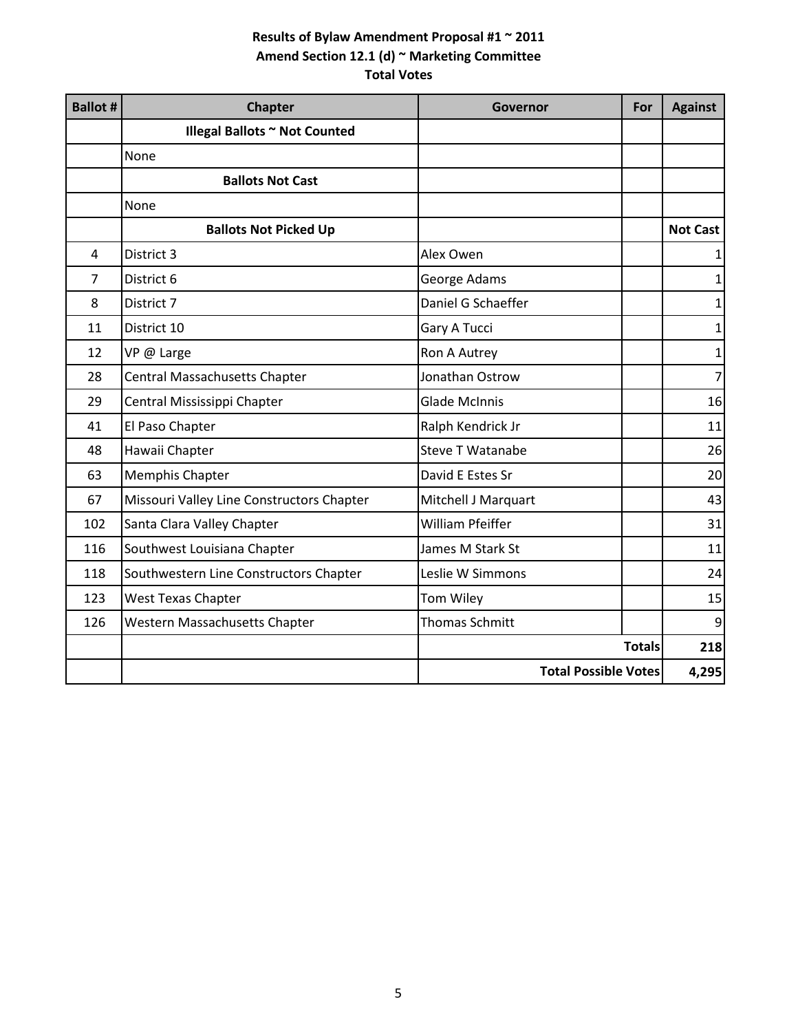**Results of Bylaw Amendment Proposal #1 ~ 2011**
**Amend Section 12.1 (d) ~ Marketing Committee**
**Total Votes**

| Ballot # | Chapter | Governor | For | Against |
|---|---|---|---|---|
| | **Illegal Ballots ~ Not Counted** | | | |
| | None | | | |
| | **Ballots Not Cast** | | | |
| | None | | | |
| | **Ballots Not Picked Up** | | | **Not Cast** |
| 4 | District 3 | Alex Owen | | 1 |
| 7 | District 6 | George Adams | | 1 |
| 8 | District 7 | Daniel G Schaeffer | | 1 |
| 11 | District 10 | Gary A Tucci | | 1 |
| 12 | VP @ Large | Ron A Autrey | | 1 |
| 28 | Central Massachusetts Chapter | Jonathan Ostrow | | 7 |
| 29 | Central Mississippi Chapter | Glade McInnis | | 16 |
| 41 | El Paso Chapter | Ralph Kendrick Jr | | 11 |
| 48 | Hawaii Chapter | Steve T Watanabe | | 26 |
| 63 | Memphis Chapter | David E Estes Sr | | 20 |
| 67 | Missouri Valley Line Constructors Chapter | Mitchell J Marquart | | 43 |
| 102 | Santa Clara Valley Chapter | William Pfeiffer | | 31 |
| 116 | Southwest Louisiana Chapter | James M Stark St | | 11 |
| 118 | Southwestern Line Constructors Chapter | Leslie W Simmons | | 24 |
| 123 | West Texas Chapter | Tom Wiley | | 15 |
| 126 | Western Massachusetts Chapter | Thomas Schmitt | | 9 |
| | | | **Totals** | **218** |
| | | | **Total Possible Votes** | **4,295** |